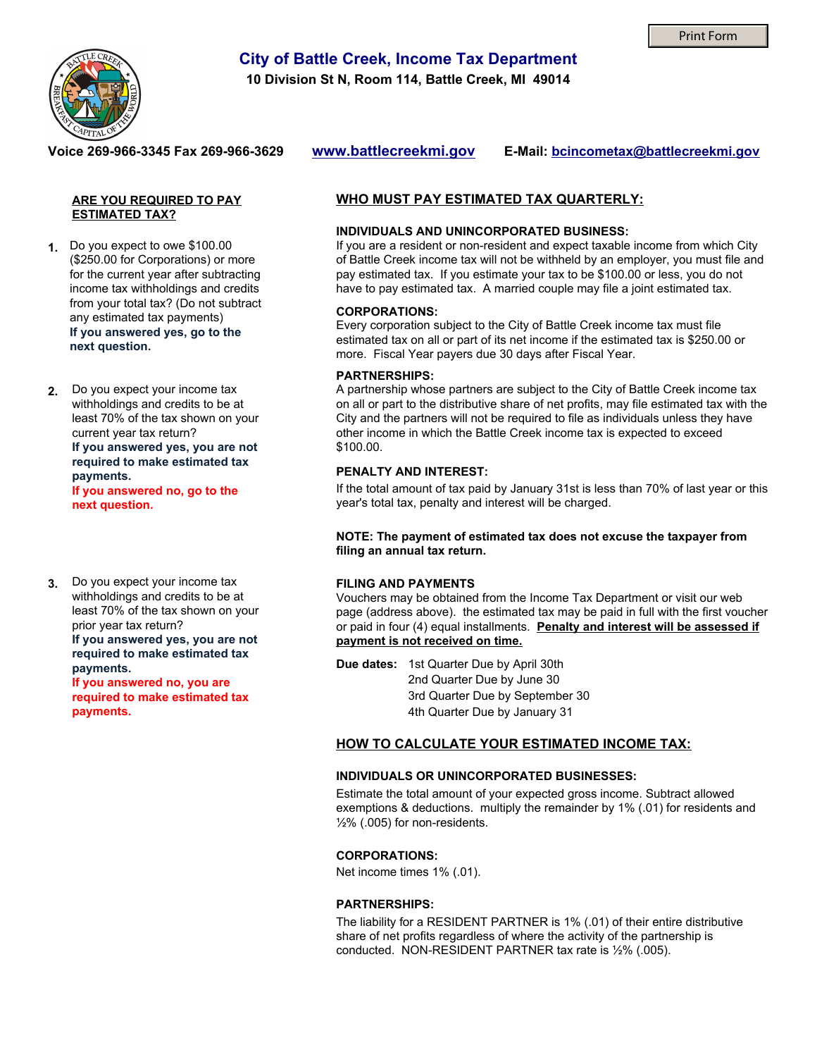# City of Battle Creek, Income Tax Department

**10 Division St N, Room 114, Battle Creek, MI 49014**

**Voice 269-966-3345 Fax 269-966-3629** **www.battlecreekmi.gov** **E-Mail: bcincometax@battlecreekmi.gov**

## ARE YOU REQUIRED TO PAY ESTIMATED TAX?

1. Do you expect to owe $100.00 ($250.00 for Corporations) or more for the current year after subtracting income tax withholdings and credits from your total tax? (Do not subtract any estimated tax payments)
   **If you answered yes, go to the next question.**

2. Do you expect your income tax withholdings and credits to be at least 70% of the tax shown on your current year tax return?
   **If you answered yes, you are not required to make estimated tax payments.**
   **If you answered no, go to the next question.**

3. Do you expect your income tax withholdings and credits to be at least 70% of the tax shown on your prior year tax return?
   **If you answered yes, you are not required to make estimated tax payments.**
   **If you answered no, you are required to make estimated tax payments.**

## WHO MUST PAY ESTIMATED TAX QUARTERLY:

### INDIVIDUALS AND UNINCORPORATED BUSINESS:

If you are a resident or non-resident and expect taxable income from which City of Battle Creek income tax will not be withheld by an employer, you must file and pay estimated tax. If you estimate your tax to be $100.00 or less, you do not have to pay estimated tax. A married couple may file a joint estimated tax.

### CORPORATIONS:

Every corporation subject to the City of Battle Creek income tax must file estimated tax on all or part of its net income if the estimated tax is $250.00 or more. Fiscal Year payers due 30 days after Fiscal Year.

### PARTNERSHIPS:

A partnership whose partners are subject to the City of Battle Creek income tax on all or part to the distributive share of net profits, may file estimated tax with the City and the partners will not be required to file as individuals unless they have other income in which the Battle Creek income tax is expected to exceed $100.00.

### PENALTY AND INTEREST:

If the total amount of tax paid by January 31st is less than 70% of last year or this year's total tax, penalty and interest will be charged.

**NOTE: The payment of estimated tax does not excuse the taxpayer from filing an annual tax return.**

### FILING AND PAYMENTS

Vouchers may be obtained from the Income Tax Department or visit our web page (address above). the estimated tax may be paid in full with the first voucher or paid in four (4) equal installments. **Penalty and interest will be assessed if payment is not received on time.**

**Due dates:**
- 1st Quarter Due by April 30th
- 2nd Quarter Due by June 30
- 3rd Quarter Due by September 30
- 4th Quarter Due by January 31

## HOW TO CALCULATE YOUR ESTIMATED INCOME TAX:

### INDIVIDUALS OR UNINCORPORATED BUSINESSES:

Estimate the total amount of your expected gross income. Subtract allowed exemptions & deductions. multiply the remainder by 1% (.01) for residents and ½% (.005) for non-residents.

### CORPORATIONS:

Net income times 1% (.01).

### PARTNERSHIPS:

The liability for a RESIDENT PARTNER is 1% (.01) of their entire distributive share of net profits regardless of where the activity of the partnership is conducted. NON-RESIDENT PARTNER tax rate is ½% (.005).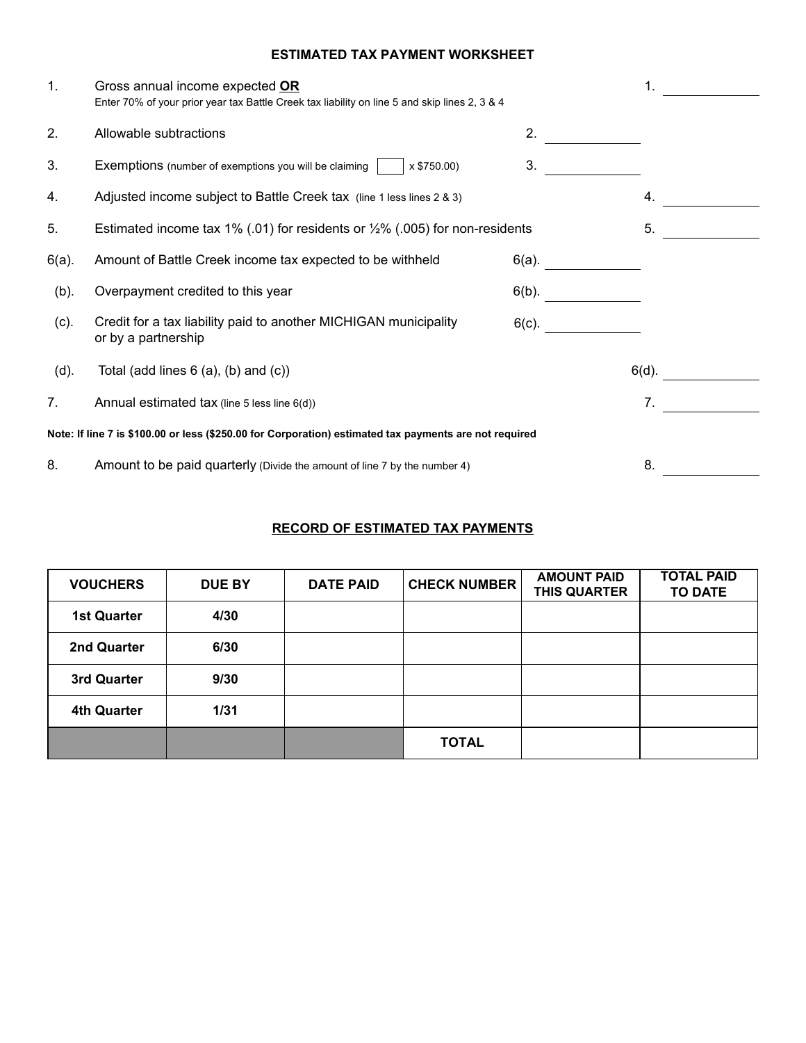## ESTIMATED TAX PAYMENT WORKSHEET

1. Gross annual income expected **OR** 1. \_\_\_\_\_\_\_\_\_\_
   Enter 70% of your prior year tax Battle Creek tax liability on line 5 and skip lines 2, 3 & 4

2. Allowable subtractions 2. \_\_\_\_\_\_\_\_\_\_

3. Exemptions (number of exemptions you will be claiming [ ] x $750.00) 3. \_\_\_\_\_\_\_\_\_\_

4. Adjusted income subject to Battle Creek tax (line 1 less lines 2 & 3) 4. \_\_\_\_\_\_\_\_\_\_

5. Estimated income tax 1% (.01) for residents or ½% (.005) for non-residents 5. \_\_\_\_\_\_\_\_\_\_

6(a). Amount of Battle Creek income tax expected to be withheld 6(a). \_\_\_\_\_\_\_\_\_\_

(b). Overpayment credited to this year 6(b). \_\_\_\_\_\_\_\_\_\_

(c). Credit for a tax liability paid to another MICHIGAN municipality or by a partnership 6(c). \_\_\_\_\_\_\_\_\_\_

(d). Total (add lines 6 (a), (b) and (c)) 6(d). \_\_\_\_\_\_\_\_\_\_

7. Annual estimated tax (line 5 less line 6(d)) 7. \_\_\_\_\_\_\_\_\_\_

**Note: If line 7 is $100.00 or less ($250.00 for Corporation) estimated tax payments are not required**

8. Amount to be paid quarterly (Divide the amount of line 7 by the number 4) 8. \_\_\_\_\_\_\_\_\_\_

## RECORD OF ESTIMATED TAX PAYMENTS

| VOUCHERS | DUE BY | DATE PAID | CHECK NUMBER | AMOUNT PAID THIS QUARTER | TOTAL PAID TO DATE |
|---|---|---|---|---|---|
| 1st Quarter | 4/30 | | | | |
| 2nd Quarter | 6/30 | | | | |
| 3rd Quarter | 9/30 | | | | |
| 4th Quarter | 1/31 | | | | |
| | | | TOTAL | | |